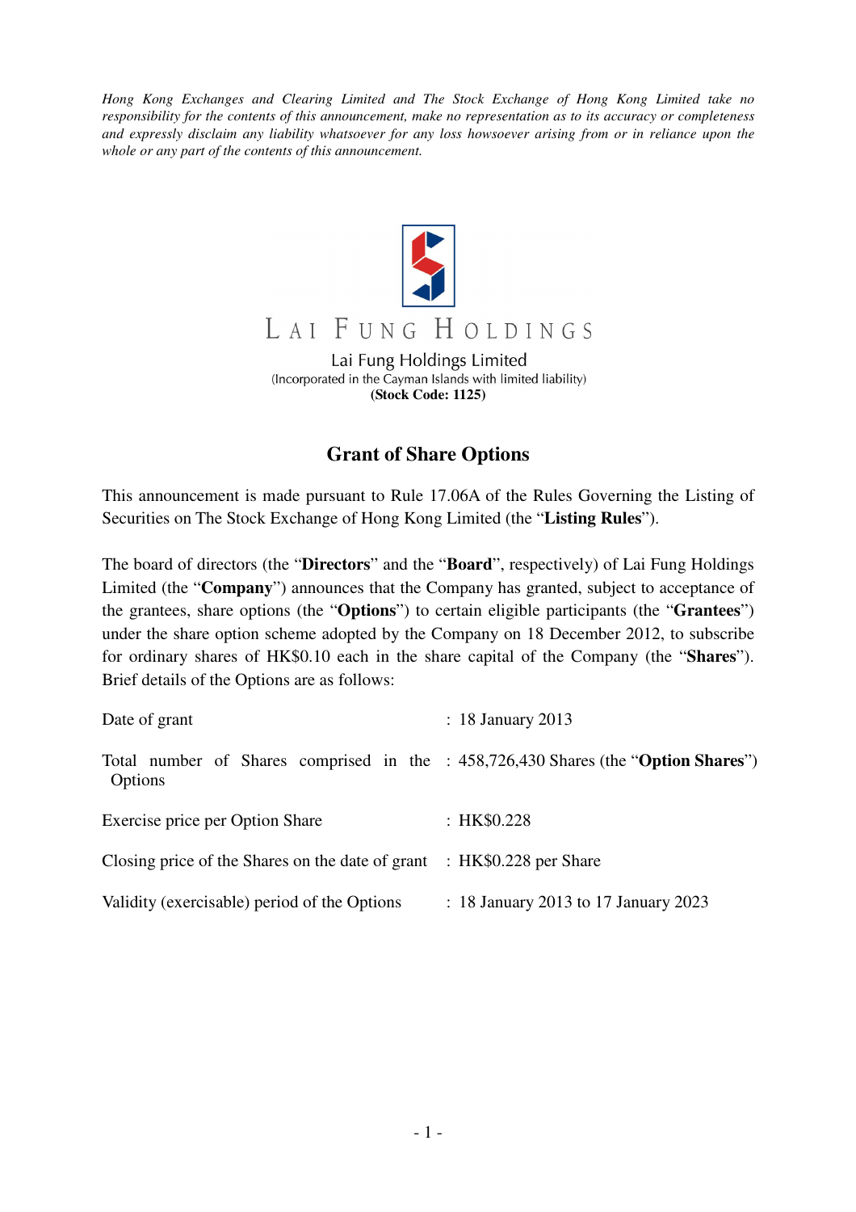*Hong Kong Exchanges and Clearing Limited and The Stock Exchange of Hong Kong Limited take no responsibility for the contents of this announcement, make no representation as to its accuracy or completeness and expressly disclaim any liability whatsoever for any loss howsoever arising from or in reliance upon the whole or any part of the contents of this announcement.*

LAI FUNG HOLDINGS

Lai Fung Holdings Limited

(Incorporated in the Cayman Islands with limited liability)

**(Stock Code: 1125)**

# Grant of Share Options

This announcement is made pursuant to Rule 17.06A of the Rules Governing the Listing of Securities on The Stock Exchange of Hong Kong Limited (the "**Listing Rules**").

The board of directors (the "**Directors**" and the "**Board**", respectively) of Lai Fung Holdings Limited (the "**Company**") announces that the Company has granted, subject to acceptance of the grantees, share options (the "**Options**") to certain eligible participants (the "**Grantees**") under the share option scheme adopted by the Company on 18 December 2012, to subscribe for ordinary shares of HK$0.10 each in the share capital of the Company (the "**Shares**"). Brief details of the Options are as follows:

| | |
|---|---|
| Date of grant | : 18 January 2013 |
| Total number of Shares comprised in the Options | : 458,726,430 Shares (the "**Option Shares**") |
| Exercise price per Option Share | : HK$0.228 |
| Closing price of the Shares on the date of grant | : HK$0.228 per Share |
| Validity (exercisable) period of the Options | : 18 January 2013 to 17 January 2023 |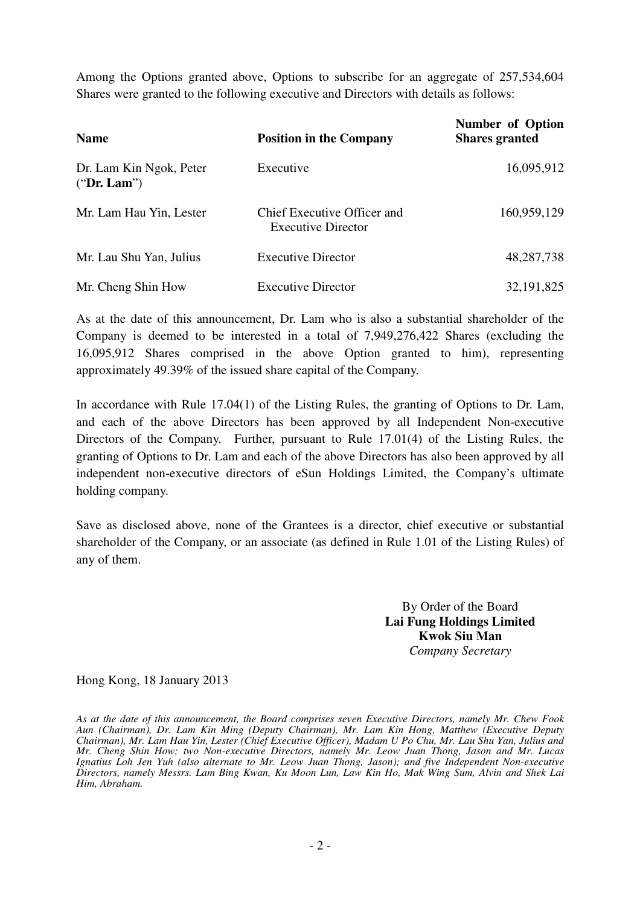Among the Options granted above, Options to subscribe for an aggregate of 257,534,604 Shares were granted to the following executive and Directors with details as follows:

| Name | Position in the Company | Number of Option Shares granted |
|---|---|---|
| Dr. Lam Kin Ngok, Peter ("**Dr. Lam**") | Executive | 16,095,912 |
| Mr. Lam Hau Yin, Lester | Chief Executive Officer and Executive Director | 160,959,129 |
| Mr. Lau Shu Yan, Julius | Executive Director | 48,287,738 |
| Mr. Cheng Shin How | Executive Director | 32,191,825 |

As at the date of this announcement, Dr. Lam who is also a substantial shareholder of the Company is deemed to be interested in a total of 7,949,276,422 Shares (excluding the 16,095,912 Shares comprised in the above Option granted to him), representing approximately 49.39% of the issued share capital of the Company.

In accordance with Rule 17.04(1) of the Listing Rules, the granting of Options to Dr. Lam, and each of the above Directors has been approved by all Independent Non-executive Directors of the Company. Further, pursuant to Rule 17.01(4) of the Listing Rules, the granting of Options to Dr. Lam and each of the above Directors has also been approved by all independent non-executive directors of eSun Holdings Limited, the Company's ultimate holding company.

Save as disclosed above, none of the Grantees is a director, chief executive or substantial shareholder of the Company, or an associate (as defined in Rule 1.01 of the Listing Rules) of any of them.

By Order of the Board  
**Lai Fung Holdings Limited**  
**Kwok Siu Man**  
*Company Secretary*

Hong Kong, 18 January 2013

*As at the date of this announcement, the Board comprises seven Executive Directors, namely Mr. Chew Fook Aun (Chairman), Dr. Lam Kin Ming (Deputy Chairman), Mr. Lam Kin Hong, Matthew (Executive Deputy Chairman), Mr. Lam Hau Yin, Lester (Chief Executive Officer), Madam U Po Chu, Mr. Lau Shu Yan, Julius and Mr. Cheng Shin How; two Non-executive Directors, namely Mr. Leow Juan Thong, Jason and Mr. Lucas Ignatius Loh Jen Yuh (also alternate to Mr. Leow Juan Thong, Jason); and five Independent Non-executive Directors, namely Messrs. Lam Bing Kwan, Ku Moon Lun, Law Kin Ho, Mak Wing Sum, Alvin and Shek Lai Him, Abraham.*